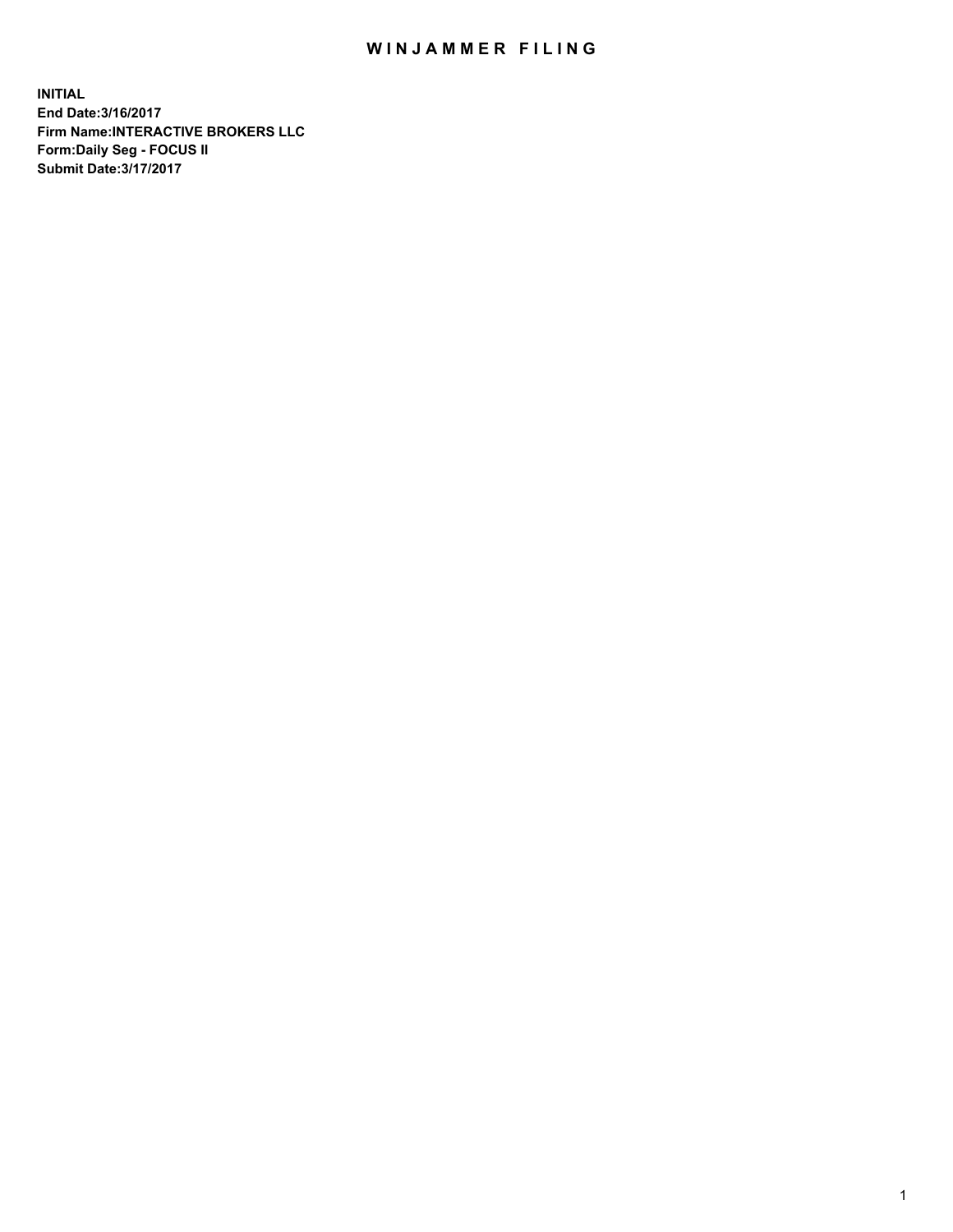# WINJAMMER FILING

**INITIAL**
**End Date:3/16/2017**
**Firm Name:INTERACTIVE BROKERS LLC**
**Form:Daily Seg - FOCUS II**
**Submit Date:3/17/2017**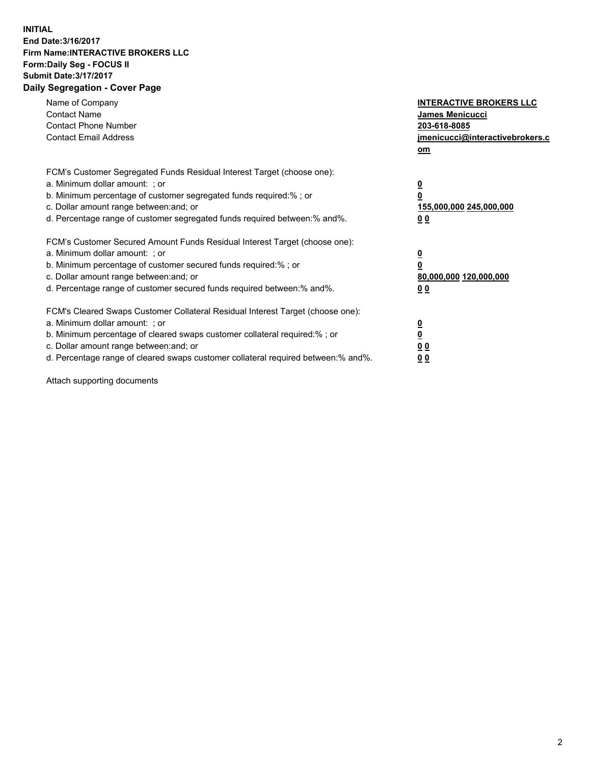**INITIAL**
**End Date:3/16/2017**
**Firm Name:INTERACTIVE BROKERS LLC**
**Form:Daily Seg - FOCUS II**
**Submit Date:3/17/2017**
**Daily Segregation - Cover Page**

| | |
|---|---|
| Name of Company | **INTERACTIVE BROKERS LLC** |
| Contact Name | **James Menicucci** |
| Contact Phone Number | **203-618-8085** |
| Contact Email Address | **jmenicucci@interactivebrokers.com** |

FCM's Customer Segregated Funds Residual Interest Target (choose one):

| | |
|---|---|
| a. Minimum dollar amount: ; or | **0** |
| b. Minimum percentage of customer segregated funds required:% ; or | **0** |
| c. Dollar amount range between:and; or | **155,000,000 245,000,000** |
| d. Percentage range of customer segregated funds required between:% and%. | **0 0** |

FCM's Customer Secured Amount Funds Residual Interest Target (choose one):

| | |
|---|---|
| a. Minimum dollar amount: ; or | **0** |
| b. Minimum percentage of customer secured funds required:% ; or | **0** |
| c. Dollar amount range between:and; or | **80,000,000 120,000,000** |
| d. Percentage range of customer secured funds required between:% and%. | **0 0** |

FCM's Cleared Swaps Customer Collateral Residual Interest Target (choose one):

| | |
|---|---|
| a. Minimum dollar amount: ; or | **0** |
| b. Minimum percentage of cleared swaps customer collateral required:% ; or | **0** |
| c. Dollar amount range between:and; or | **0 0** |
| d. Percentage range of cleared swaps customer collateral required between:% and%. | **0 0** |

Attach supporting documents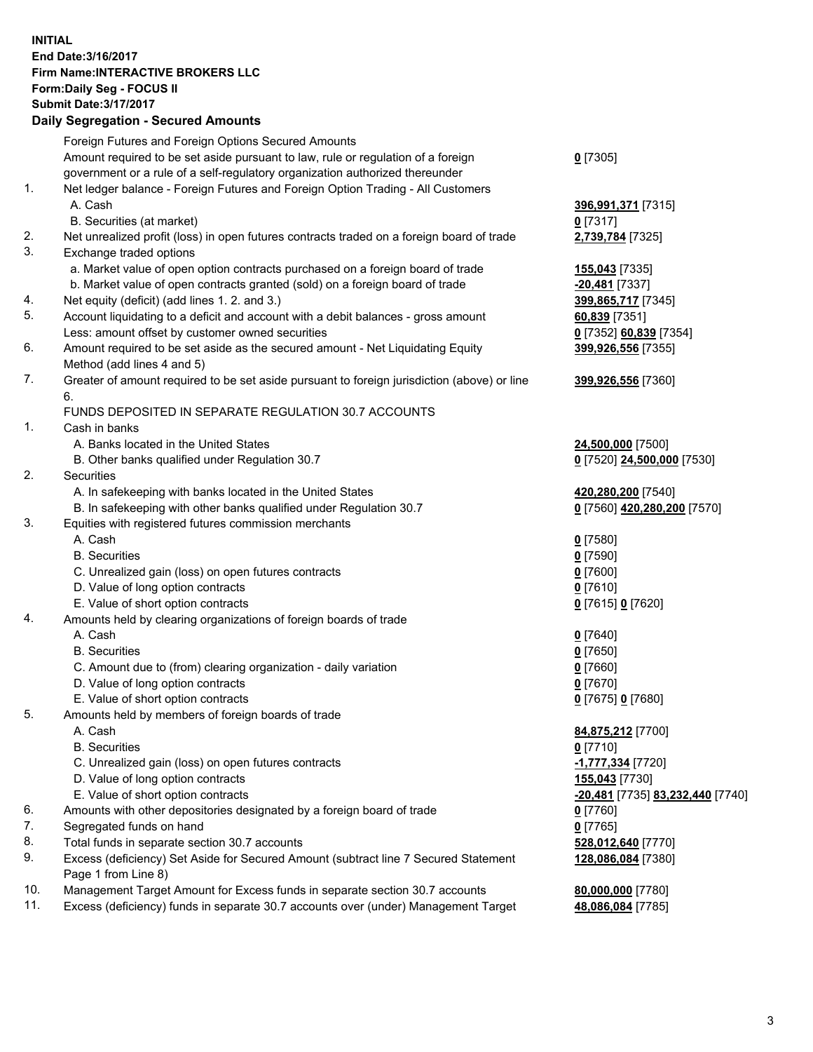**INITIAL**
**End Date:3/16/2017**
**Firm Name:INTERACTIVE BROKERS LLC**
**Form:Daily Seg - FOCUS II**
**Submit Date:3/17/2017**

## Daily Segregation - Secured Amounts

| | | |
|---|---|---|
| | Foreign Futures and Foreign Options Secured Amounts | |
| | Amount required to be set aside pursuant to law, rule or regulation of a foreign government or a rule of a self-regulatory organization authorized thereunder | **0** [7305] |
| 1. | Net ledger balance - Foreign Futures and Foreign Option Trading - All Customers | |
| | A. Cash | **396,991,371** [7315] |
| | B. Securities (at market) | **0** [7317] |
| 2. | Net unrealized profit (loss) in open futures contracts traded on a foreign board of trade | **2,739,784** [7325] |
| 3. | Exchange traded options | |
| | a. Market value of open option contracts purchased on a foreign board of trade | **155,043** [7335] |
| | b. Market value of open contracts granted (sold) on a foreign board of trade | **-20,481** [7337] |
| 4. | Net equity (deficit) (add lines 1. 2. and 3.) | **399,865,717** [7345] |
| 5. | Account liquidating to a deficit and account with a debit balances - gross amount | **60,839** [7351] |
| | Less: amount offset by customer owned securities | **0** [7352] **60,839** [7354] |
| 6. | Amount required to be set aside as the secured amount - Net Liquidating Equity Method (add lines 4 and 5) | **399,926,556** [7355] |
| 7. | Greater of amount required to be set aside pursuant to foreign jurisdiction (above) or line 6. | **399,926,556** [7360] |
| | FUNDS DEPOSITED IN SEPARATE REGULATION 30.7 ACCOUNTS | |
| 1. | Cash in banks | |
| | A. Banks located in the United States | **24,500,000** [7500] |
| | B. Other banks qualified under Regulation 30.7 | **0** [7520] **24,500,000** [7530] |
| 2. | Securities | |
| | A. In safekeeping with banks located in the United States | **420,280,200** [7540] |
| | B. In safekeeping with other banks qualified under Regulation 30.7 | **0** [7560] **420,280,200** [7570] |
| 3. | Equities with registered futures commission merchants | |
| | A. Cash | **0** [7580] |
| | B. Securities | **0** [7590] |
| | C. Unrealized gain (loss) on open futures contracts | **0** [7600] |
| | D. Value of long option contracts | **0** [7610] |
| | E. Value of short option contracts | **0** [7615] **0** [7620] |
| 4. | Amounts held by clearing organizations of foreign boards of trade | |
| | A. Cash | **0** [7640] |
| | B. Securities | **0** [7650] |
| | C. Amount due to (from) clearing organization - daily variation | **0** [7660] |
| | D. Value of long option contracts | **0** [7670] |
| | E. Value of short option contracts | **0** [7675] **0** [7680] |
| 5. | Amounts held by members of foreign boards of trade | |
| | A. Cash | **84,875,212** [7700] |
| | B. Securities | **0** [7710] |
| | C. Unrealized gain (loss) on open futures contracts | **-1,777,334** [7720] |
| | D. Value of long option contracts | **155,043** [7730] |
| | E. Value of short option contracts | **-20,481** [7735] **83,232,440** [7740] |
| 6. | Amounts with other depositories designated by a foreign board of trade | **0** [7760] |
| 7. | Segregated funds on hand | **0** [7765] |
| 8. | Total funds in separate section 30.7 accounts | **528,012,640** [7770] |
| 9. | Excess (deficiency) Set Aside for Secured Amount (subtract line 7 Secured Statement Page 1 from Line 8) | **128,086,084** [7380] |
| 10. | Management Target Amount for Excess funds in separate section 30.7 accounts | **80,000,000** [7780] |
| 11. | Excess (deficiency) funds in separate 30.7 accounts over (under) Management Target | **48,086,084** [7785] |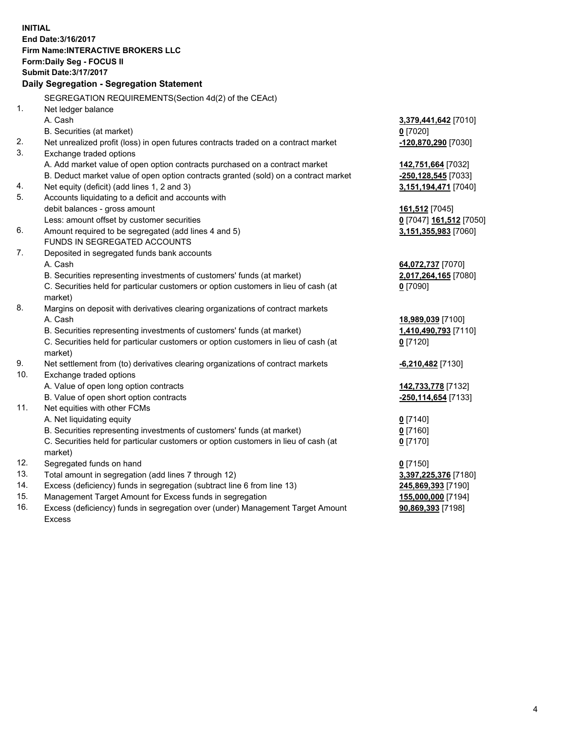**INITIAL**
**End Date:3/16/2017**
**Firm Name:INTERACTIVE BROKERS LLC**
**Form:Daily Seg - FOCUS II**
**Submit Date:3/17/2017**

**Daily Segregation - Segregation Statement**

SEGREGATION REQUIREMENTS(Section 4d(2) of the CEAct)

| | | |
|---|---|---|
| 1. | Net ledger balance | |
| | A. Cash | 3,379,441,642 [7010] |
| | B. Securities (at market) | 0 [7020] |
| 2. | Net unrealized profit (loss) in open futures contracts traded on a contract market | -120,870,290 [7030] |
| 3. | Exchange traded options | |
| | A. Add market value of open option contracts purchased on a contract market | 142,751,664 [7032] |
| | B. Deduct market value of open option contracts granted (sold) on a contract market | -250,128,545 [7033] |
| 4. | Net equity (deficit) (add lines 1, 2 and 3) | 3,151,194,471 [7040] |
| 5. | Accounts liquidating to a deficit and accounts with debit balances - gross amount | 161,512 [7045] |
| | Less: amount offset by customer securities | 0 [7047] 161,512 [7050] |
| 6. | Amount required to be segregated (add lines 4 and 5) | 3,151,355,983 [7060] |
| | FUNDS IN SEGREGATED ACCOUNTS | |
| 7. | Deposited in segregated funds bank accounts | |
| | A. Cash | 64,072,737 [7070] |
| | B. Securities representing investments of customers' funds (at market) | 2,017,264,165 [7080] |
| | C. Securities held for particular customers or option customers in lieu of cash (at market) | 0 [7090] |
| 8. | Margins on deposit with derivatives clearing organizations of contract markets | |
| | A. Cash | 18,989,039 [7100] |
| | B. Securities representing investments of customers' funds (at market) | 1,410,490,793 [7110] |
| | C. Securities held for particular customers or option customers in lieu of cash (at market) | 0 [7120] |
| 9. | Net settlement from (to) derivatives clearing organizations of contract markets | -6,210,482 [7130] |
| 10. | Exchange traded options | |
| | A. Value of open long option contracts | 142,733,778 [7132] |
| | B. Value of open short option contracts | -250,114,654 [7133] |
| 11. | Net equities with other FCMs | |
| | A. Net liquidating equity | 0 [7140] |
| | B. Securities representing investments of customers' funds (at market) | 0 [7160] |
| | C. Securities held for particular customers or option customers in lieu of cash (at market) | 0 [7170] |
| 12. | Segregated funds on hand | 0 [7150] |
| 13. | Total amount in segregation (add lines 7 through 12) | 3,397,225,376 [7180] |
| 14. | Excess (deficiency) funds in segregation (subtract line 6 from line 13) | 245,869,393 [7190] |
| 15. | Management Target Amount for Excess funds in segregation | 155,000,000 [7194] |
| 16. | Excess (deficiency) funds in segregation over (under) Management Target Amount Excess | 90,869,393 [7198] |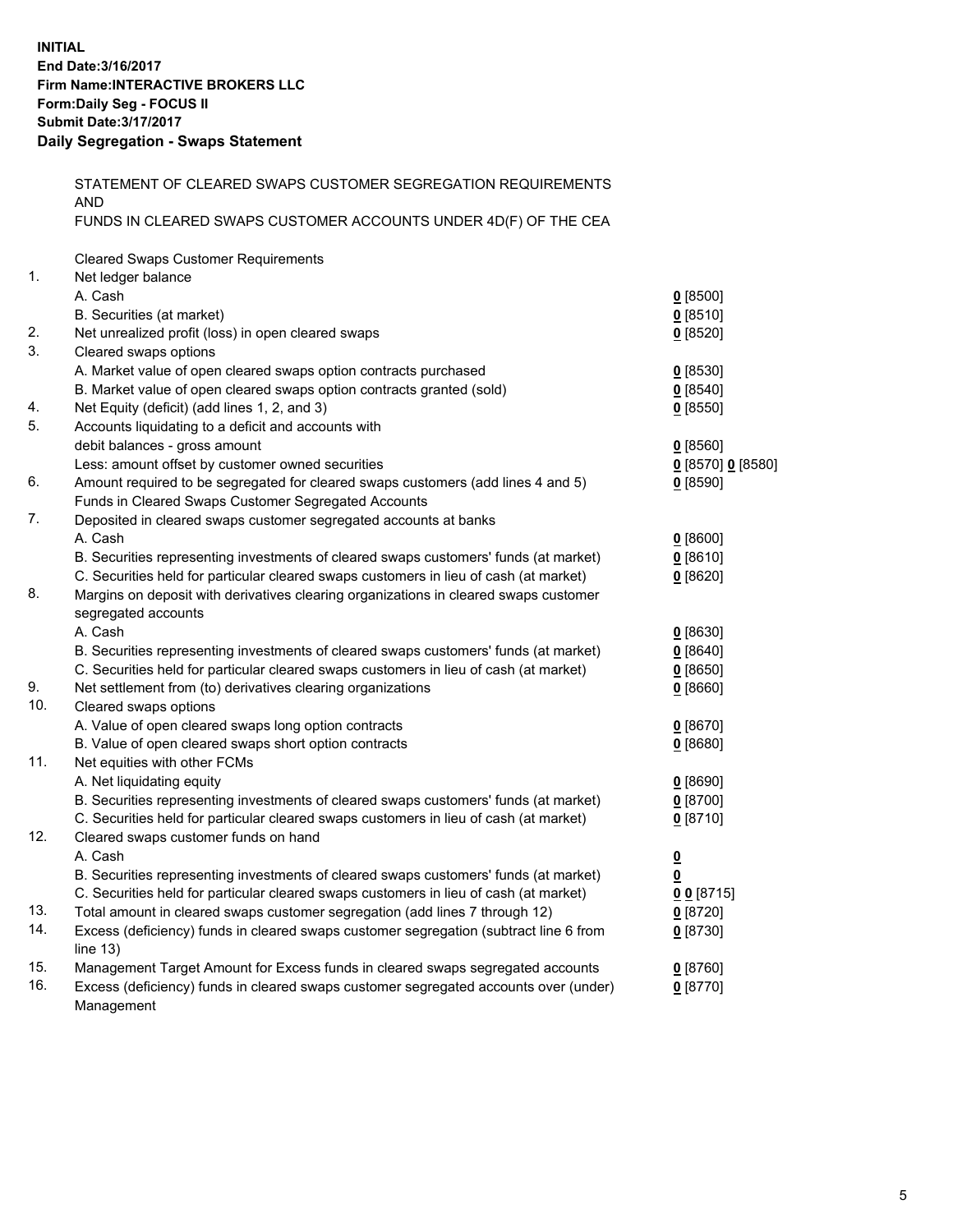**INITIAL**
**End Date:3/16/2017**
**Firm Name:INTERACTIVE BROKERS LLC**
**Form:Daily Seg - FOCUS II**
**Submit Date:3/17/2017**
**Daily Segregation - Swaps Statement**

STATEMENT OF CLEARED SWAPS CUSTOMER SEGREGATION REQUIREMENTS AND FUNDS IN CLEARED SWAPS CUSTOMER ACCOUNTS UNDER 4D(F) OF THE CEA

| | | |
|---|---|---|
| | Cleared Swaps Customer Requirements | |
| 1. | Net ledger balance | |
| | A. Cash | 0 [8500] |
| | B. Securities (at market) | 0 [8510] |
| 2. | Net unrealized profit (loss) in open cleared swaps | 0 [8520] |
| 3. | Cleared swaps options | |
| | A. Market value of open cleared swaps option contracts purchased | 0 [8530] |
| | B. Market value of open cleared swaps option contracts granted (sold) | 0 [8540] |
| 4. | Net Equity (deficit) (add lines 1, 2, and 3) | 0 [8550] |
| 5. | Accounts liquidating to a deficit and accounts with debit balances - gross amount | 0 [8560] |
| | Less: amount offset by customer owned securities | 0 [8570] 0 [8580] |
| 6. | Amount required to be segregated for cleared swaps customers (add lines 4 and 5) | 0 [8590] |
| | Funds in Cleared Swaps Customer Segregated Accounts | |
| 7. | Deposited in cleared swaps customer segregated accounts at banks | |
| | A. Cash | 0 [8600] |
| | B. Securities representing investments of cleared swaps customers' funds (at market) | 0 [8610] |
| | C. Securities held for particular cleared swaps customers in lieu of cash (at market) | 0 [8620] |
| 8. | Margins on deposit with derivatives clearing organizations in cleared swaps customer segregated accounts | |
| | A. Cash | 0 [8630] |
| | B. Securities representing investments of cleared swaps customers' funds (at market) | 0 [8640] |
| | C. Securities held for particular cleared swaps customers in lieu of cash (at market) | 0 [8650] |
| 9. | Net settlement from (to) derivatives clearing organizations | 0 [8660] |
| 10. | Cleared swaps options | |
| | A. Value of open cleared swaps long option contracts | 0 [8670] |
| | B. Value of open cleared swaps short option contracts | 0 [8680] |
| 11. | Net equities with other FCMs | |
| | A. Net liquidating equity | 0 [8690] |
| | B. Securities representing investments of cleared swaps customers' funds (at market) | 0 [8700] |
| | C. Securities held for particular cleared swaps customers in lieu of cash (at market) | 0 [8710] |
| 12. | Cleared swaps customer funds on hand | |
| | A. Cash | 0 |
| | B. Securities representing investments of cleared swaps customers' funds (at market) | 0 |
| | C. Securities held for particular cleared swaps customers in lieu of cash (at market) | 0 0 [8715] |
| 13. | Total amount in cleared swaps customer segregation (add lines 7 through 12) | 0 [8720] |
| 14. | Excess (deficiency) funds in cleared swaps customer segregation (subtract line 6 from line 13) | 0 [8730] |
| 15. | Management Target Amount for Excess funds in cleared swaps segregated accounts | 0 [8760] |
| 16. | Excess (deficiency) funds in cleared swaps customer segregated accounts over (under) Management | 0 [8770] |